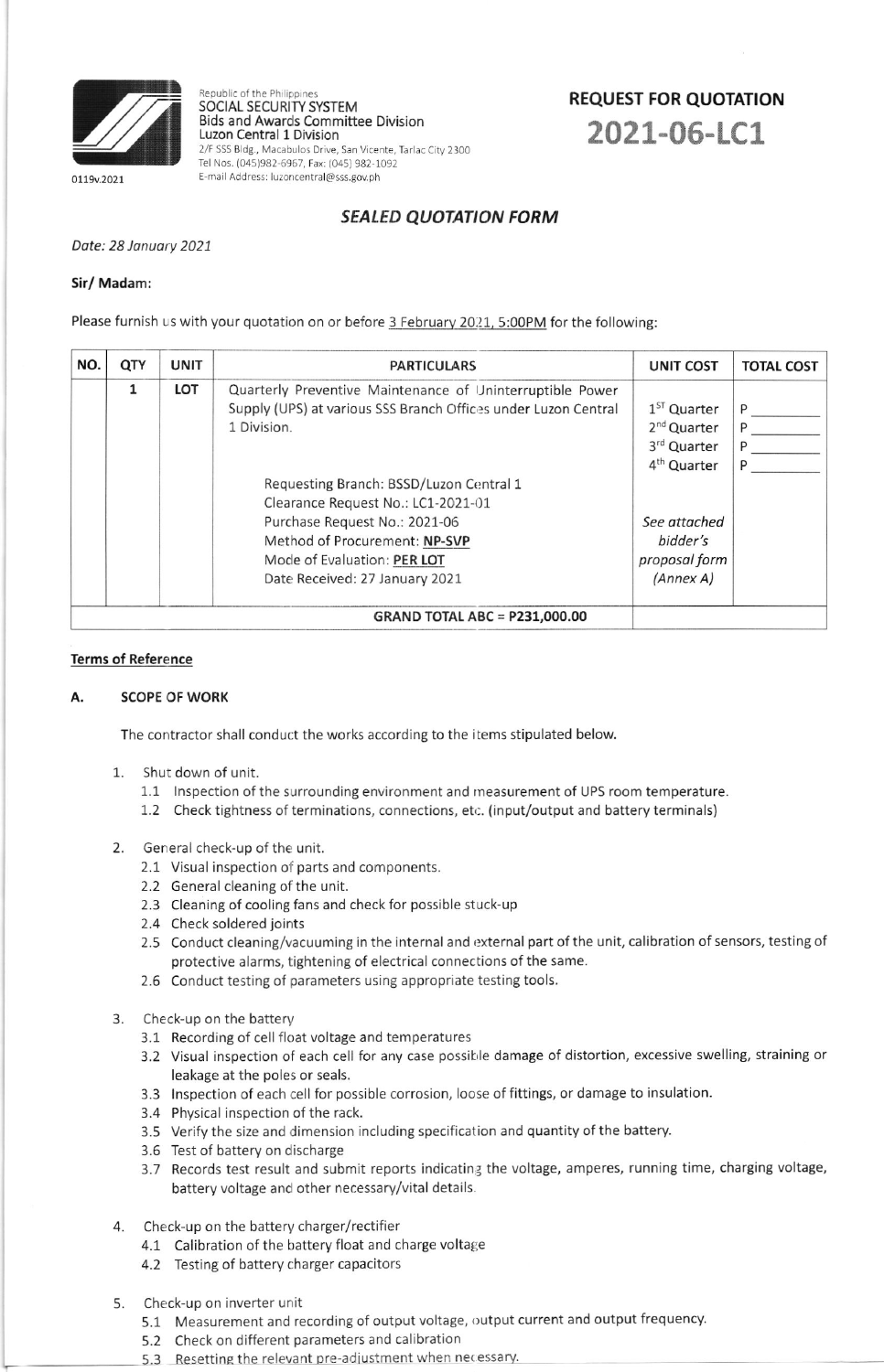Republic of the Philippines
SOCIAL SECURITY SYSTEM
Bids and Awards Committee Division
Luzon Central 1 Division
2/F SSS Bldg., Macabulos Drive, San Vicente, Tarlac City 2300
Tel Nos. (045)982-6967, Fax: (045) 982-1092
E-mail Address: luzoncentral@sss.gov.ph

0119v.2021

# REQUEST FOR QUOTATION
# 2021-06-LC1

## *SEALED QUOTATION FORM*

*Date: 28 January 2021*

**Sir/ Madam:**

Please furnish us with your quotation on or before 3 February 2021, 5:00PM for the following:

| NO. | QTY | UNIT | PARTICULARS | UNIT COST | TOTAL COST |
|---|---|---|---|---|---|
| | 1 | LOT | Quarterly Preventive Maintenance of Uninterruptible Power Supply (UPS) at various SSS Branch Offices under Luzon Central 1 Division.<br><br>Requesting Branch: BSSD/Luzon Central 1<br>Clearance Request No.: LC1-2021-01<br>Purchase Request No.: 2021-06<br>Method of Procurement: **NP-SVP**<br>Mode of Evaluation: **PER LOT**<br>Date Received: 27 January 2021 | 1ST Quarter<br>2nd Quarter<br>3rd Quarter<br>4th Quarter<br><br>*See attached bidder's proposal form (Annex A)* | P \_\_\_\_\_\_\_\_<br>P \_\_\_\_\_\_\_\_<br>P \_\_\_\_\_\_\_\_<br>P \_\_\_\_\_\_\_\_ |
| **GRAND TOTAL ABC = P231,000.00** | | | | | |

**Terms of Reference**

### A. SCOPE OF WORK

The contractor shall conduct the works according to the items stipulated below.

1. Shut down of unit.
   - 1.1 Inspection of the surrounding environment and measurement of UPS room temperature.
   - 1.2 Check tightness of terminations, connections, etc. (input/output and battery terminals)

2. General check-up of the unit.
   - 2.1 Visual inspection of parts and components.
   - 2.2 General cleaning of the unit.
   - 2.3 Cleaning of cooling fans and check for possible stuck-up
   - 2.4 Check soldered joints
   - 2.5 Conduct cleaning/vacuuming in the internal and external part of the unit, calibration of sensors, testing of protective alarms, tightening of electrical connections of the same.
   - 2.6 Conduct testing of parameters using appropriate testing tools.

3. Check-up on the battery
   - 3.1 Recording of cell float voltage and temperatures
   - 3.2 Visual inspection of each cell for any case possible damage of distortion, excessive swelling, straining or leakage at the poles or seals.
   - 3.3 Inspection of each cell for possible corrosion, loose of fittings, or damage to insulation.
   - 3.4 Physical inspection of the rack.
   - 3.5 Verify the size and dimension including specification and quantity of the battery.
   - 3.6 Test of battery on discharge
   - 3.7 Records test result and submit reports indicating the voltage, amperes, running time, charging voltage, battery voltage and other necessary/vital details.

4. Check-up on the battery charger/rectifier
   - 4.1 Calibration of the battery float and charge voltage
   - 4.2 Testing of battery charger capacitors

5. Check-up on inverter unit
   - 5.1 Measurement and recording of output voltage, output current and output frequency.
   - 5.2 Check on different parameters and calibration
   - 5.3 Resetting the relevant pre-adjustment when necessary.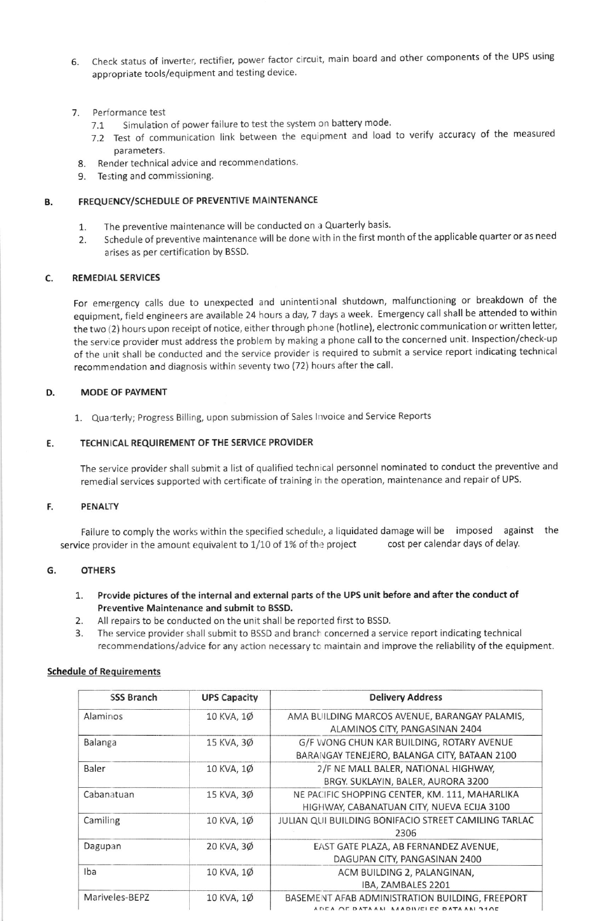6. Check status of inverter, rectifier, power factor circuit, main board and other components of the UPS using appropriate tools/equipment and testing device.

7. Performance test
   7.1 Simulation of power failure to test the system on battery mode.
   7.2 Test of communication link between the equipment and load to verify accuracy of the measured parameters.
8. Render technical advice and recommendations.
9. Testing and commissioning.

**B. FREQUENCY/SCHEDULE OF PREVENTIVE MAINTENANCE**

1. The preventive maintenance will be conducted on a Quarterly basis.
2. Schedule of preventive maintenance will be done with in the first month of the applicable quarter or as need arises as per certification by BSSD.

**C. REMEDIAL SERVICES**

For emergency calls due to unexpected and unintentional shutdown, malfunctioning or breakdown of the equipment, field engineers are available 24 hours a day, 7 days a week. Emergency call shall be attended to within the two (2) hours upon receipt of notice, either through phone (hotline), electronic communication or written letter, the service provider must address the problem by making a phone call to the concerned unit. Inspection/check-up of the unit shall be conducted and the service provider is required to submit a service report indicating technical recommendation and diagnosis within seventy two (72) hours after the call.

**D. MODE OF PAYMENT**

1. Quarterly; Progress Billing, upon submission of Sales Invoice and Service Reports

**E. TECHNICAL REQUIREMENT OF THE SERVICE PROVIDER**

The service provider shall submit a list of qualified technical personnel nominated to conduct the preventive and remedial services supported with certificate of training in the operation, maintenance and repair of UPS.

**F. PENALTY**

Failure to comply the works within the specified schedule, a liquidated damage will be imposed against the service provider in the amount equivalent to 1/10 of 1% of the project cost per calendar days of delay.

**G. OTHERS**

1. **Provide pictures of the internal and external parts of the UPS unit before and after the conduct of Preventive Maintenance and submit to BSSD.**
2. All repairs to be conducted on the unit shall be reported first to BSSD.
3. The service provider shall submit to BSSD and branch concerned a service report indicating technical recommendations/advice for any action necessary to maintain and improve the reliability of the equipment.

<u>**Schedule of Requirements**</u>

| SSS Branch | UPS Capacity | Delivery Address |
|---|---|---|
| Alaminos | 10 KVA, 1Ø | AMA BUILDING MARCOS AVENUE, BARANGAY PALAMIS, ALAMINOS CITY, PANGASINAN 2404 |
| Balanga | 15 KVA, 3Ø | G/F WONG CHUN KAR BUILDING, ROTARY AVENUE BARANGAY TENEJERO, BALANGA CITY, BATAAN 2100 |
| Baler | 10 KVA, 1Ø | 2/F NE MALL BALER, NATIONAL HIGHWAY, BRGY. SUKLAYIN, BALER, AURORA 3200 |
| Cabanatuan | 15 KVA, 3Ø | NE PACIFIC SHOPPING CENTER, KM. 111, MAHARLIKA HIGHWAY, CABANATUAN CITY, NUEVA ECIJA 3100 |
| Camiling | 10 KVA, 1Ø | JULIAN QUI BUILDING BONIFACIO STREET CAMILING TARLAC 2306 |
| Dagupan | 20 KVA, 3Ø | EAST GATE PLAZA, AB FERNANDEZ AVENUE, DAGUPAN CITY, PANGASINAN 2400 |
| Iba | 10 KVA, 1Ø | ACM BUILDING 2, PALANGINAN, IBA, ZAMBALES 2201 |
| Mariveles-BEPZ | 10 KVA, 1Ø | BASEMENT AFAB ADMINISTRATION BUILDING, FREEPORT AREA OF BATAAN, MARIVELES BATAAN 2105 |